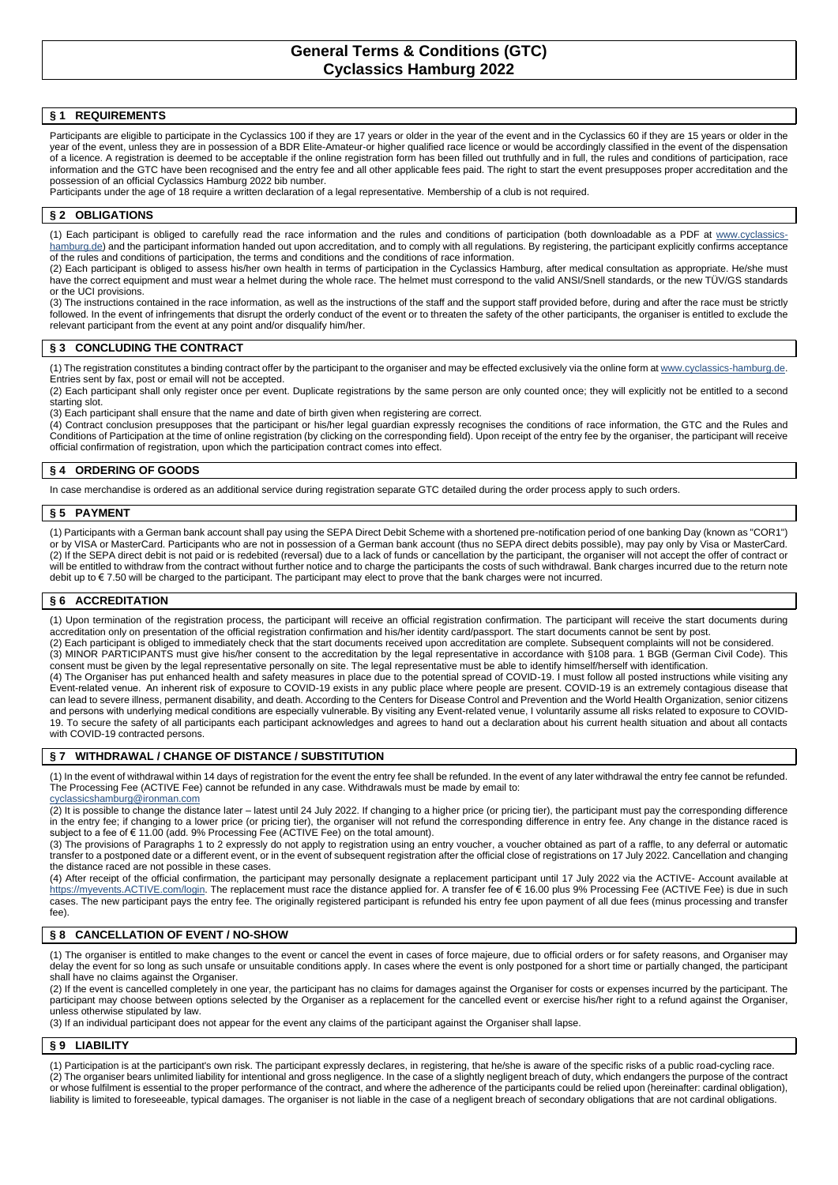# General Terms & Conditions (GTC)
# Cyclassics Hamburg 2022

## § 1 REQUIREMENTS

Participants are eligible to participate in the Cyclassics 100 if they are 17 years or older in the year of the event and in the Cyclassics 60 if they are 15 years or older in the year of the event, unless they are in possession of a BDR Elite-Amateur-or higher qualified race licence or would be accordingly classified in the event of the dispensation of a licence. A registration is deemed to be acceptable if the online registration form has been filled out truthfully and in full, the rules and conditions of participation, race information and the GTC have been recognised and the entry fee and all other applicable fees paid. The right to start the event presupposes prior accreditation and the possession of an official Cyclassics Hamburg 2022 bib number.

Participants under the age of 18 require a written declaration of a legal representative. Membership of a club is not required.

## § 2 OBLIGATIONS

(1) Each participant is obliged to carefully read the race information and the rules and conditions of participation (both downloadable as a PDF at www.cyclassics-hamburg.de) and the participant information handed out upon accreditation, and to comply with all regulations. By registering, the participant explicitly confirms acceptance of the rules and conditions of participation, the terms and conditions and the conditions of race information.

(2) Each participant is obliged to assess his/her own health in terms of participation in the Cyclassics Hamburg, after medical consultation as appropriate. He/she must have the correct equipment and must wear a helmet during the whole race. The helmet must correspond to the valid ANSI/Snell standards, or the new TÜV/GS standards or the UCI provisions.

(3) The instructions contained in the race information, as well as the instructions of the staff and the support staff provided before, during and after the race must be strictly followed. In the event of infringements that disrupt the orderly conduct of the event or to threaten the safety of the other participants, the organiser is entitled to exclude the relevant participant from the event at any point and/or disqualify him/her.

## § 3 CONCLUDING THE CONTRACT

(1) The registration constitutes a binding contract offer by the participant to the organiser and may be effected exclusively via the online form at www.cyclassics-hamburg.de. Entries sent by fax, post or email will not be accepted.

(2) Each participant shall only register once per event. Duplicate registrations by the same person are only counted once; they will explicitly not be entitled to a second starting slot.

(3) Each participant shall ensure that the name and date of birth given when registering are correct.

(4) Contract conclusion presupposes that the participant or his/her legal guardian expressly recognises the conditions of race information, the GTC and the Rules and Conditions of Participation at the time of online registration (by clicking on the corresponding field). Upon receipt of the entry fee by the organiser, the participant will receive official confirmation of registration, upon which the participation contract comes into effect.

## § 4 ORDERING OF GOODS

In case merchandise is ordered as an additional service during registration separate GTC detailed during the order process apply to such orders.

## § 5 PAYMENT

(1) Participants with a German bank account shall pay using the SEPA Direct Debit Scheme with a shortened pre-notification period of one banking Day (known as "COR1") or by VISA or MasterCard. Participants who are not in possession of a German bank account (thus no SEPA direct debits possible), may pay only by Visa or MasterCard.

(2) If the SEPA direct debit is not paid or is redebited (reversal) due to a lack of funds or cancellation by the participant, the organiser will not accept the offer of contract or will be entitled to withdraw from the contract without further notice and to charge the participants the costs of such withdrawal. Bank charges incurred due to the return note debit up to € 7.50 will be charged to the participant. The participant may elect to prove that the bank charges were not incurred.

## § 6 ACCREDITATION

(1) Upon termination of the registration process, the participant will receive an official registration confirmation. The participant will receive the start documents during accreditation only on presentation of the official registration confirmation and his/her identity card/passport. The start documents cannot be sent by post.

(2) Each participant is obliged to immediately check that the start documents received upon accreditation are complete. Subsequent complaints will not be considered.

(3) MINOR PARTICIPANTS must give his/her consent to the accreditation by the legal representative in accordance with §108 para. 1 BGB (German Civil Code). This consent must be given by the legal representative personally on site. The legal representative must be able to identify himself/herself with identification.

(4) The Organiser has put enhanced health and safety measures in place due to the potential spread of COVID-19. I must follow all posted instructions while visiting any Event-related venue. An inherent risk of exposure to COVID-19 exists in any public place where people are present. COVID-19 is an extremely contagious disease that can lead to severe illness, permanent disability, and death. According to the Centers for Disease Control and Prevention and the World Health Organization, senior citizens and persons with underlying medical conditions are especially vulnerable. By visiting any Event-related venue, I voluntarily assume all risks related to exposure to COVID-19. To secure the safety of all participants each participant acknowledges and agrees to hand out a declaration about his current health situation and about all contacts with COVID-19 contracted persons.

## § 7 WITHDRAWAL / CHANGE OF DISTANCE / SUBSTITUTION

(1) In the event of withdrawal within 14 days of registration for the event the entry fee shall be refunded. In the event of any later withdrawal the entry fee cannot be refunded. The Processing Fee (ACTIVE Fee) cannot be refunded in any case. Withdrawals must be made by email to: cyclassicshamburg@ironman.com

(2) It is possible to change the distance later – latest until 24 July 2022. If changing to a higher price (or pricing tier), the participant must pay the corresponding difference in the entry fee; if changing to a lower price (or pricing tier), the organiser will not refund the corresponding difference in entry fee. Any change in the distance raced is subject to a fee of € 11.00 (add. 9% Processing Fee (ACTIVE Fee) on the total amount).

(3) The provisions of Paragraphs 1 to 2 expressly do not apply to registration using an entry voucher, a voucher obtained as part of a raffle, to any deferral or automatic transfer to a postponed date or a different event, or in the event of subsequent registration after the official close of registrations on 17 July 2022. Cancellation and changing the distance raced are not possible in these cases.

(4) After receipt of the official confirmation, the participant may personally designate a replacement participant until 17 July 2022 via the ACTIVE- Account available at https://myevents.ACTIVE.com/login. The replacement must race the distance applied for. A transfer fee of € 16.00 plus 9% Processing Fee (ACTIVE Fee) is due in such cases. The new participant pays the entry fee. The originally registered participant is refunded his entry fee upon payment of all due fees (minus processing and transfer fee).

## § 8 CANCELLATION OF EVENT / NO-SHOW

(1) The organiser is entitled to make changes to the event or cancel the event in cases of force majeure, due to official orders or for safety reasons, and Organiser may delay the event for so long as such unsafe or unsuitable conditions apply. In cases where the event is only postponed for a short time or partially changed, the participant shall have no claims against the Organiser.

(2) If the event is cancelled completely in one year, the participant has no claims for damages against the Organiser for costs or expenses incurred by the participant. The participant may choose between options selected by the Organiser as a replacement for the cancelled event or exercise his/her right to a refund against the Organiser, unless otherwise stipulated by law.

(3) If an individual participant does not appear for the event any claims of the participant against the Organiser shall lapse.

## § 9 LIABILITY

(1) Participation is at the participant's own risk. The participant expressly declares, in registering, that he/she is aware of the specific risks of a public road-cycling race.

(2) The organiser bears unlimited liability for intentional and gross negligence. In the case of a slightly negligent breach of duty, which endangers the purpose of the contract or whose fulfilment is essential to the proper performance of the contract, and where the adherence of the participants could be relied upon (hereinafter: cardinal obligation), liability is limited to foreseeable, typical damages. The organiser is not liable in the case of a negligent breach of secondary obligations that are not cardinal obligations.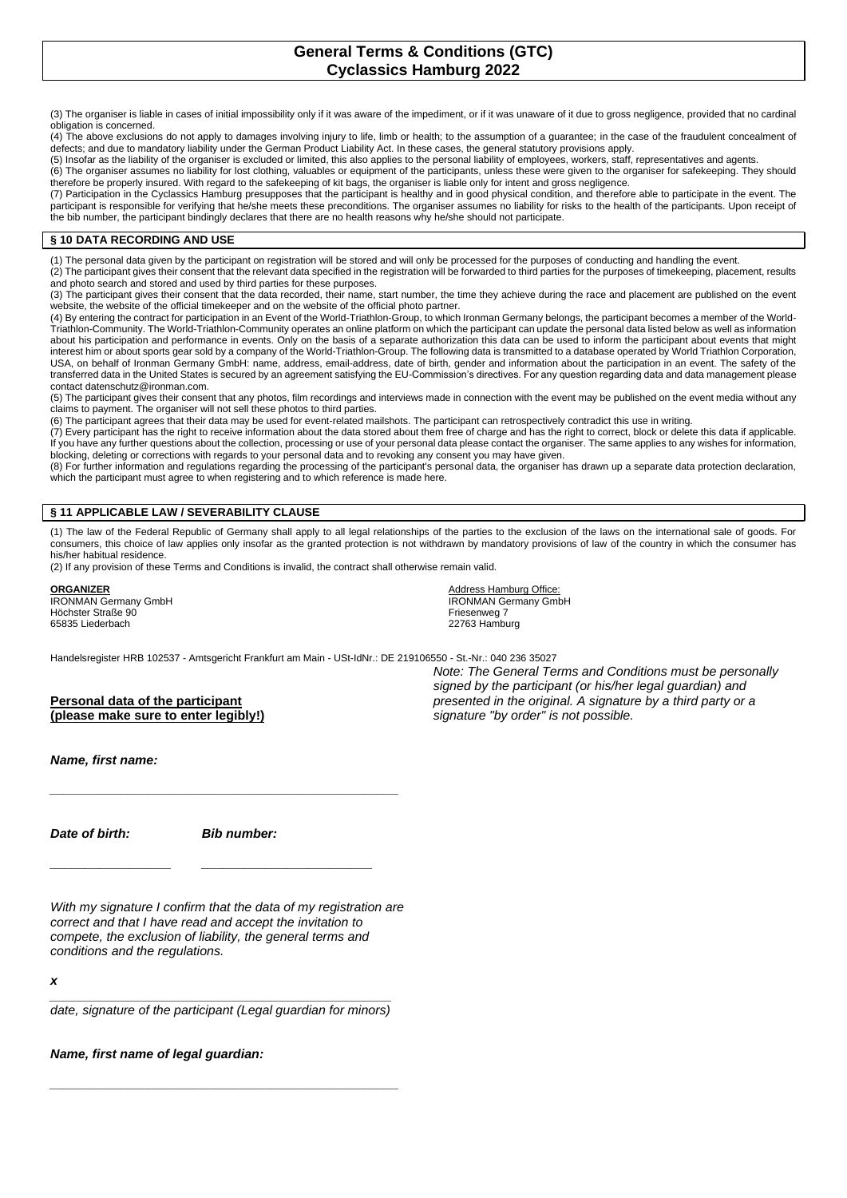# General Terms & Conditions (GTC) Cyclassics Hamburg 2022

(3) The organiser is liable in cases of initial impossibility only if it was aware of the impediment, or if it was unaware of it due to gross negligence, provided that no cardinal obligation is concerned.

(4) The above exclusions do not apply to damages involving injury to life, limb or health; to the assumption of a guarantee; in the case of the fraudulent concealment of defects; and due to mandatory liability under the German Product Liability Act. In these cases, the general statutory provisions apply.

(5) Insofar as the liability of the organiser is excluded or limited, this also applies to the personal liability of employees, workers, staff, representatives and agents.

(6) The organiser assumes no liability for lost clothing, valuables or equipment of the participants, unless these were given to the organiser for safekeeping. They should therefore be properly insured. With regard to the safekeeping of kit bags, the organiser is liable only for intent and gross negligence.

(7) Participation in the Cyclassics Hamburg presupposes that the participant is healthy and in good physical condition, and therefore able to participate in the event. The participant is responsible for verifying that he/she meets these preconditions. The organiser assumes no liability for risks to the health of the participants. Upon receipt of the bib number, the participant bindingly declares that there are no health reasons why he/she should not participate.

## § 10 DATA RECORDING AND USE

(1) The personal data given by the participant on registration will be stored and will only be processed for the purposes of conducting and handling the event.

(2) The participant gives their consent that the relevant data specified in the registration will be forwarded to third parties for the purposes of timekeeping, placement, results and photo search and stored and used by third parties for these purposes.

(3) The participant gives their consent that the data recorded, their name, start number, the time they achieve during the race and placement are published on the event website, the website of the official timekeeper and on the website of the official photo partner.

(4) By entering the contract for participation in an Event of the World-Triathlon-Group, to which Ironman Germany belongs, the participant becomes a member of the World-Triathlon-Community. The World-Triathlon-Community operates an online platform on which the participant can update the personal data listed below as well as information about his participation and performance in events. Only on the basis of a separate authorization this data can be used to inform the participant about events that might interest him or about sports gear sold by a company of the World-Triathlon-Group. The following data is transmitted to a database operated by World Triathlon Corporation, USA, on behalf of Ironman Germany GmbH: name, address, email-address, date of birth, gender and information about the participation in an event. The safety of the transferred data in the United States is secured by an agreement satisfying the EU-Commission's directives. For any question regarding data and data management please contact datenschutz@ironman.com.

(5) The participant gives their consent that any photos, film recordings and interviews made in connection with the event may be published on the event media without any claims to payment. The organiser will not sell these photos to third parties.

(6) The participant agrees that their data may be used for event-related mailshots. The participant can retrospectively contradict this use in writing.

(7) Every participant has the right to receive information about the data stored about them free of charge and has the right to correct, block or delete this data if applicable. If you have any further questions about the collection, processing or use of your personal data please contact the organiser. The same applies to any wishes for information, blocking, deleting or corrections with regards to your personal data and to revoking any consent you may have given.

(8) For further information and regulations regarding the processing of the participant's personal data, the organiser has drawn up a separate data protection declaration, which the participant must agree to when registering and to which reference is made here.

## § 11 APPLICABLE LAW / SEVERABILITY CLAUSE

(1) The law of the Federal Republic of Germany shall apply to all legal relationships of the parties to the exclusion of the laws on the international sale of goods. For consumers, this choice of law applies only insofar as the granted protection is not withdrawn by mandatory provisions of law of the country in which the consumer has his/her habitual residence.

(2) If any provision of these Terms and Conditions is invalid, the contract shall otherwise remain valid.

**ORGANIZER**
IRONMAN Germany GmbH
Höchster Straße 90
65835 Liederbach

Address Hamburg Office:
IRONMAN Germany GmbH
Friesenweg 7
22763 Hamburg

Handelsregister HRB 102537 - Amtsgericht Frankfurt am Main - USt-IdNr.: DE 219106550 - St.-Nr.: 040 236 35027

*Note: The General Terms and Conditions must be personally signed by the participant (or his/her legal guardian) and presented in the original. A signature by a third party or a signature "by order" is not possible.*

**Personal data of the participant (please make sure to enter legibly!)**

***Name, first name:***

___________________________________________

***Date of birth:*** ______________ ***Bib number:*** ____________________

*With my signature I confirm that the data of my registration are correct and that I have read and accept the invitation to compete, the exclusion of liability, the general terms and conditions and the regulations.*

***x***
___________________________________________

*date, signature of the participant (Legal guardian for minors)*

***Name, first name of legal guardian:***

___________________________________________